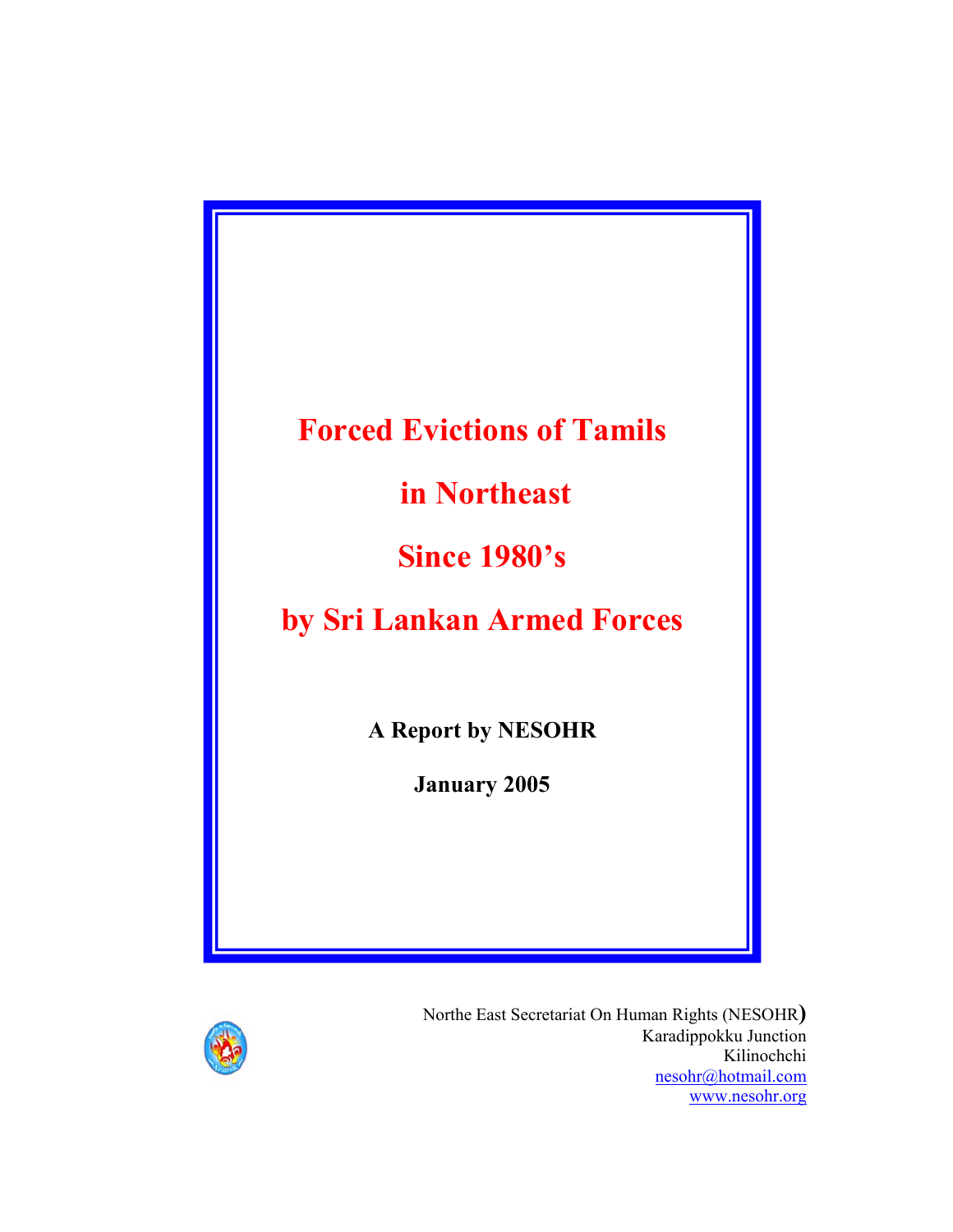# Forced Evictions of Tamils in Northeast Since 1980's by Sri Lankan Armed Forces

**A Report by NESOHR**

**January 2005**

Northe East Secretariat On Human Rights (NESOHR)
Karadippokku Junction
Kilinochchi
nesohr@hotmail.com
www.nesohr.org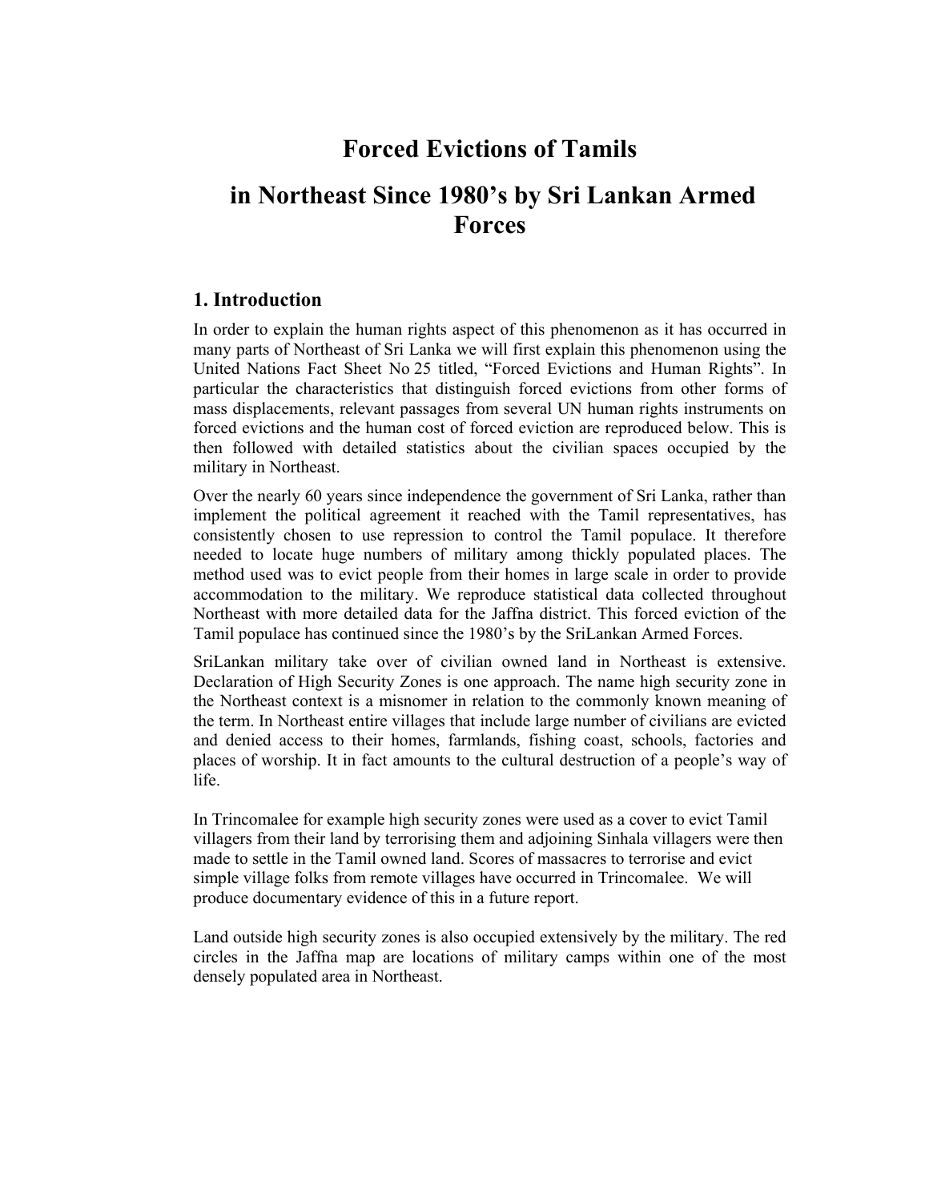# Forced Evictions of Tamils

# in Northeast Since 1980's by Sri Lankan Armed Forces

## 1. Introduction

In order to explain the human rights aspect of this phenomenon as it has occurred in many parts of Northeast of Sri Lanka we will first explain this phenomenon using the United Nations Fact Sheet No 25 titled, "Forced Evictions and Human Rights". In particular the characteristics that distinguish forced evictions from other forms of mass displacements, relevant passages from several UN human rights instruments on forced evictions and the human cost of forced eviction are reproduced below. This is then followed with detailed statistics about the civilian spaces occupied by the military in Northeast.

Over the nearly 60 years since independence the government of Sri Lanka, rather than implement the political agreement it reached with the Tamil representatives, has consistently chosen to use repression to control the Tamil populace. It therefore needed to locate huge numbers of military among thickly populated places. The method used was to evict people from their homes in large scale in order to provide accommodation to the military. We reproduce statistical data collected throughout Northeast with more detailed data for the Jaffna district. This forced eviction of the Tamil populace has continued since the 1980's by the SriLankan Armed Forces.

SriLankan military take over of civilian owned land in Northeast is extensive. Declaration of High Security Zones is one approach. The name high security zone in the Northeast context is a misnomer in relation to the commonly known meaning of the term. In Northeast entire villages that include large number of civilians are evicted and denied access to their homes, farmlands, fishing coast, schools, factories and places of worship. It in fact amounts to the cultural destruction of a people's way of life.

In Trincomalee for example high security zones were used as a cover to evict Tamil villagers from their land by terrorising them and adjoining Sinhala villagers were then made to settle in the Tamil owned land. Scores of massacres to terrorise and evict simple village folks from remote villages have occurred in Trincomalee. We will produce documentary evidence of this in a future report.

Land outside high security zones is also occupied extensively by the military. The red circles in the Jaffna map are locations of military camps within one of the most densely populated area in Northeast.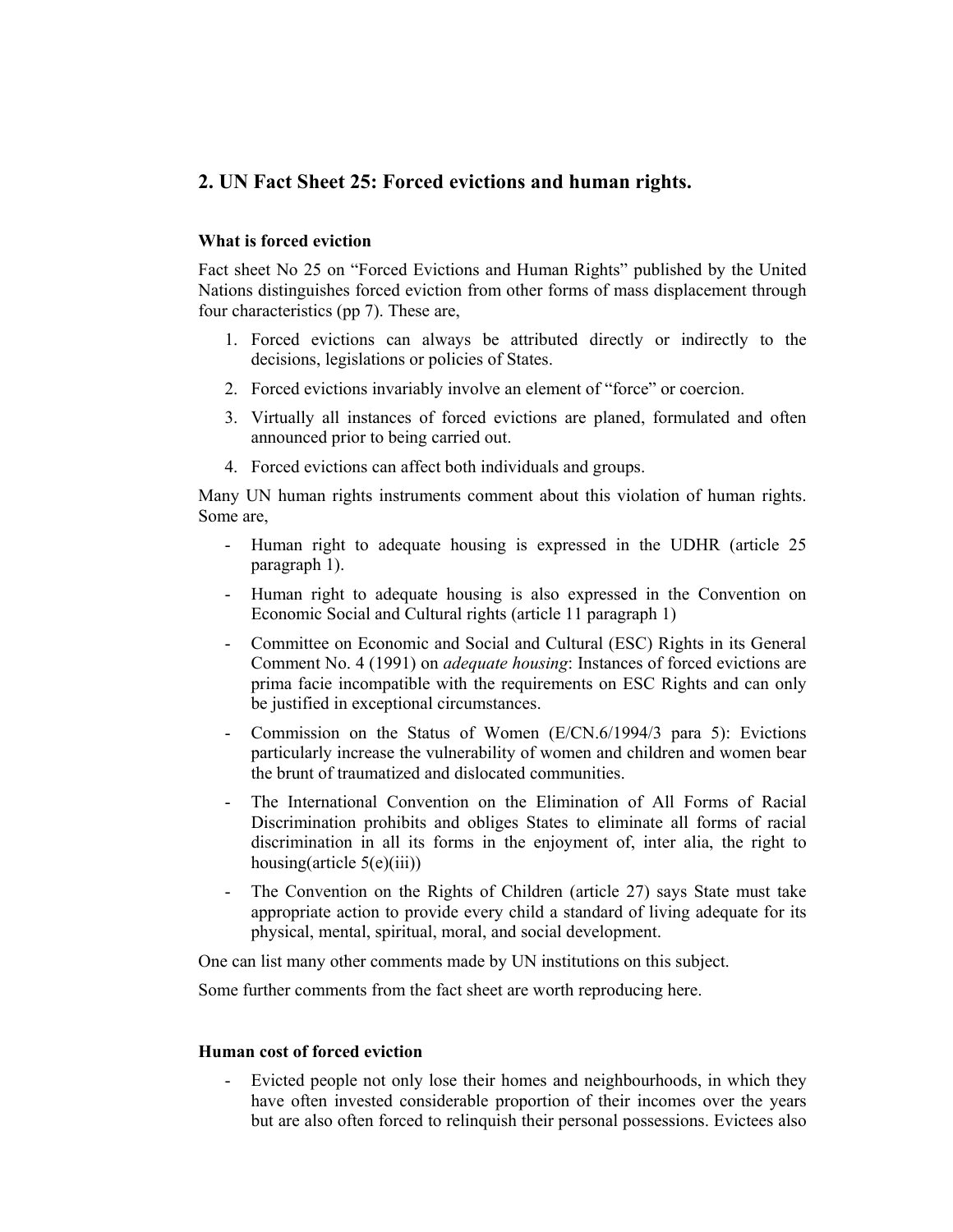## 2. UN Fact Sheet 25: Forced evictions and human rights.

### What is forced eviction

Fact sheet No 25 on "Forced Evictions and Human Rights" published by the United Nations distinguishes forced eviction from other forms of mass displacement through four characteristics (pp 7). These are,

1. Forced evictions can always be attributed directly or indirectly to the decisions, legislations or policies of States.
2. Forced evictions invariably involve an element of "force" or coercion.
3. Virtually all instances of forced evictions are planed, formulated and often announced prior to being carried out.
4. Forced evictions can affect both individuals and groups.

Many UN human rights instruments comment about this violation of human rights. Some are,

- Human right to adequate housing is expressed in the UDHR (article 25 paragraph 1).
- Human right to adequate housing is also expressed in the Convention on Economic Social and Cultural rights (article 11 paragraph 1)
- Committee on Economic and Social and Cultural (ESC) Rights in its General Comment No. 4 (1991) on *adequate housing*: Instances of forced evictions are prima facie incompatible with the requirements on ESC Rights and can only be justified in exceptional circumstances.
- Commission on the Status of Women (E/CN.6/1994/3 para 5): Evictions particularly increase the vulnerability of women and children and women bear the brunt of traumatized and dislocated communities.
- The International Convention on the Elimination of All Forms of Racial Discrimination prohibits and obliges States to eliminate all forms of racial discrimination in all its forms in the enjoyment of, inter alia, the right to housing(article 5(e)(iii))
- The Convention on the Rights of Children (article 27) says State must take appropriate action to provide every child a standard of living adequate for its physical, mental, spiritual, moral, and social development.

One can list many other comments made by UN institutions on this subject.

Some further comments from the fact sheet are worth reproducing here.

### Human cost of forced eviction

- Evicted people not only lose their homes and neighbourhoods, in which they have often invested considerable proportion of their incomes over the years but are also often forced to relinquish their personal possessions. Evictees also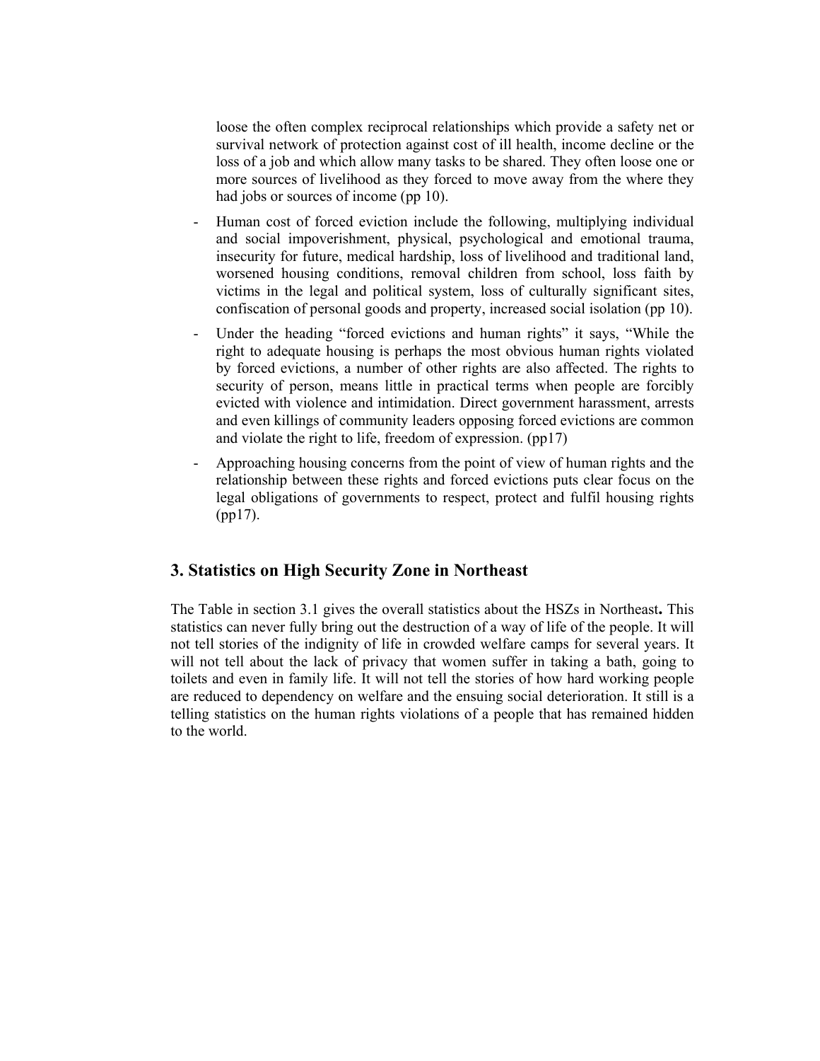loose the often complex reciprocal relationships which provide a safety net or survival network of protection against cost of ill health, income decline or the loss of a job and which allow many tasks to be shared. They often loose one or more sources of livelihood as they forced to move away from the where they had jobs or sources of income (pp 10).

- Human cost of forced eviction include the following, multiplying individual and social impoverishment, physical, psychological and emotional trauma, insecurity for future, medical hardship, loss of livelihood and traditional land, worsened housing conditions, removal children from school, loss faith by victims in the legal and political system, loss of culturally significant sites, confiscation of personal goods and property, increased social isolation (pp 10).
- Under the heading "forced evictions and human rights" it says, "While the right to adequate housing is perhaps the most obvious human rights violated by forced evictions, a number of other rights are also affected. The rights to security of person, means little in practical terms when people are forcibly evicted with violence and intimidation. Direct government harassment, arrests and even killings of community leaders opposing forced evictions are common and violate the right to life, freedom of expression. (pp17)
- Approaching housing concerns from the point of view of human rights and the relationship between these rights and forced evictions puts clear focus on the legal obligations of governments to respect, protect and fulfil housing rights (pp17).

## 3. Statistics on High Security Zone in Northeast

The Table in section 3.1 gives the overall statistics about the HSZs in Northeast**.** This statistics can never fully bring out the destruction of a way of life of the people. It will not tell stories of the indignity of life in crowded welfare camps for several years. It will not tell about the lack of privacy that women suffer in taking a bath, going to toilets and even in family life. It will not tell the stories of how hard working people are reduced to dependency on welfare and the ensuing social deterioration. It still is a telling statistics on the human rights violations of a people that has remained hidden to the world.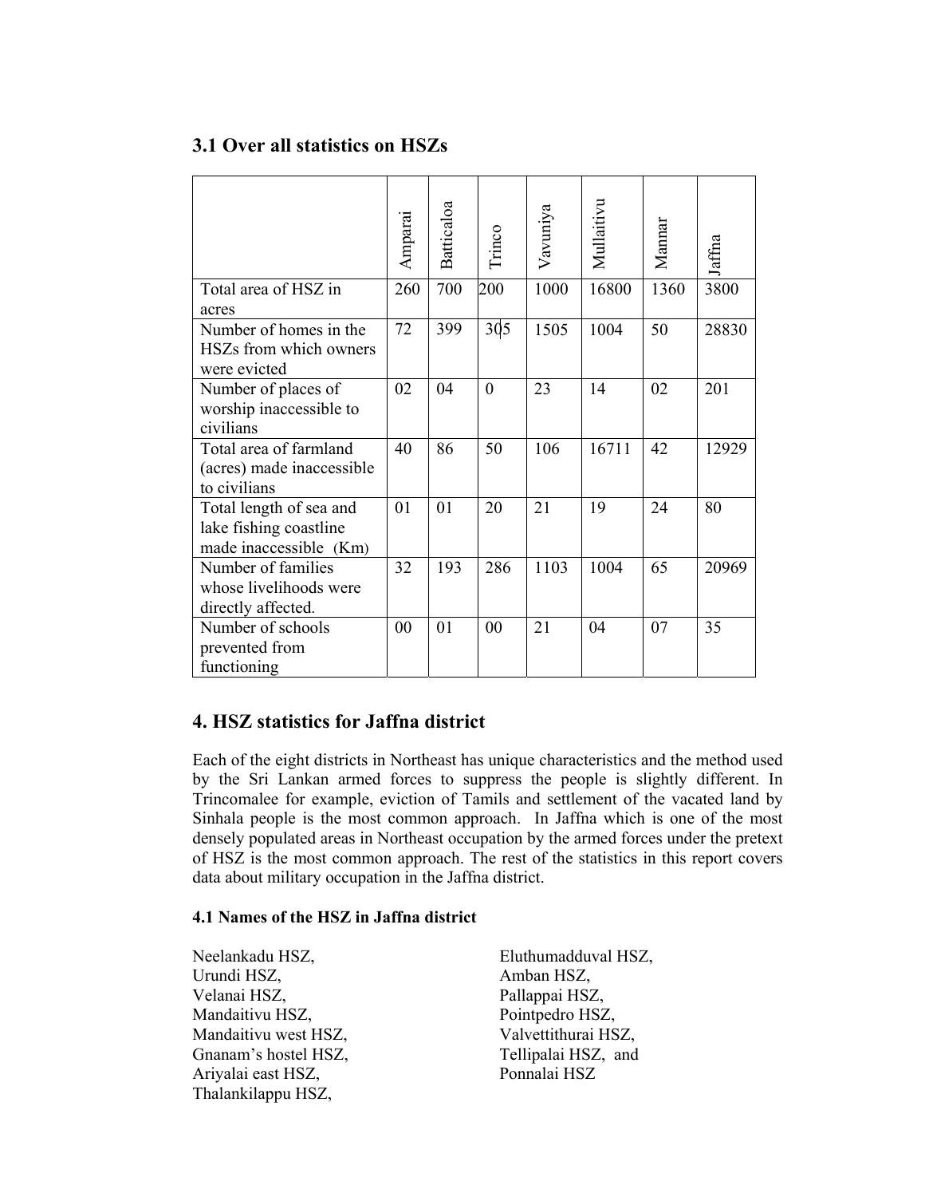## 3.1 Over all statistics on HSZs

| | Amparai | Batticaloa | Trinco | Vavuniya | Mullaitivu | Mannar | Jaffna |
|---|---|---|---|---|---|---|---|
| Total area of HSZ in acres | 260 | 700 | 200 | 1000 | 16800 | 1360 | 3800 |
| Number of homes in the HSZs from which owners were evicted | 72 | 399 | 305 | 1505 | 1004 | 50 | 28830 |
| Number of places of worship inaccessible to civilians | 02 | 04 | 0 | 23 | 14 | 02 | 201 |
| Total area of farmland (acres) made inaccessible to civilians | 40 | 86 | 50 | 106 | 16711 | 42 | 12929 |
| Total length of sea and lake fishing coastline made inaccessible (Km) | 01 | 01 | 20 | 21 | 19 | 24 | 80 |
| Number of families whose livelihoods were directly affected. | 32 | 193 | 286 | 1103 | 1004 | 65 | 20969 |
| Number of schools prevented from functioning | 00 | 01 | 00 | 21 | 04 | 07 | 35 |

## 4. HSZ statistics for Jaffna district

Each of the eight districts in Northeast has unique characteristics and the method used by the Sri Lankan armed forces to suppress the people is slightly different. In Trincomalee for example, eviction of Tamils and settlement of the vacated land by Sinhala people is the most common approach. In Jaffna which is one of the most densely populated areas in Northeast occupation by the armed forces under the pretext of HSZ is the most common approach. The rest of the statistics in this report covers data about military occupation in the Jaffna district.

### 4.1 Names of the HSZ in Jaffna district

Neelankadu HSZ,
Urundi HSZ,
Velanai HSZ,
Mandaitivu HSZ,
Mandaitivu west HSZ,
Gnanam's hostel HSZ,
Ariyalai east HSZ,
Thalankilappu HSZ,
Eluthumadduval HSZ,
Amban HSZ,
Pallappai HSZ,
Pointpedro HSZ,
Valvettithurai HSZ,
Tellipalai HSZ, and
Ponnalai HSZ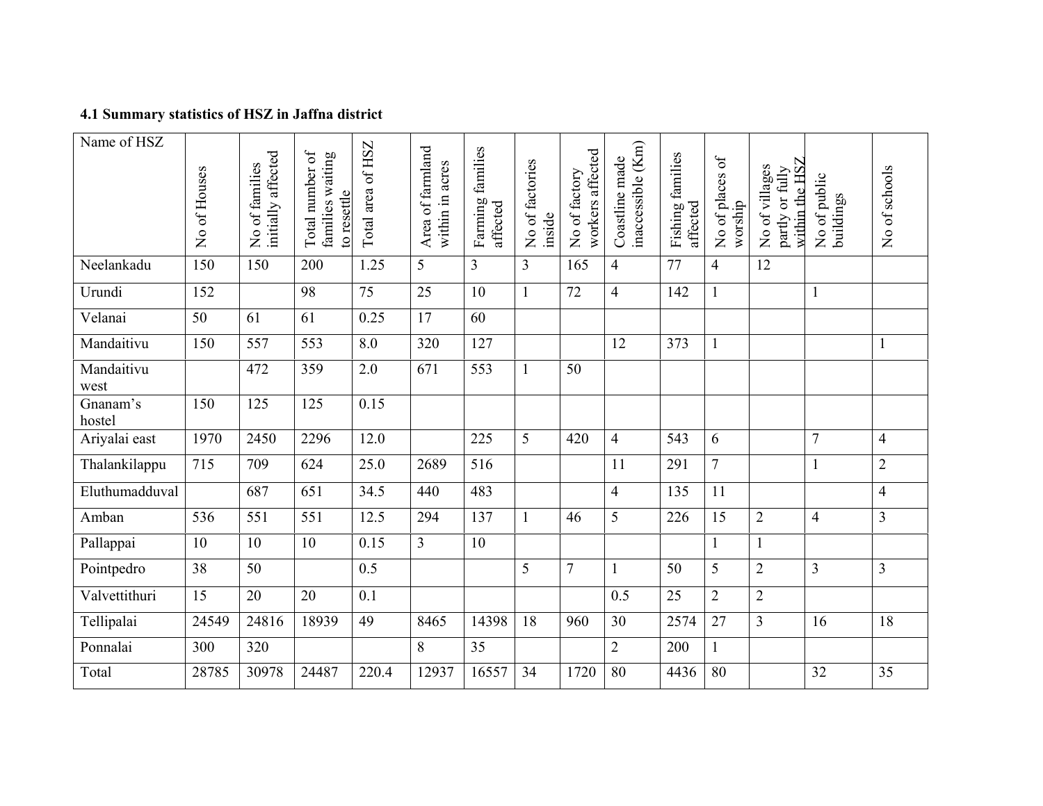### 4.1 Summary statistics of HSZ in Jaffna district

| Name of HSZ | No of Houses | No of families initially affected | Total number of families waiting to resettle | Total area of HSZ | Area of farmland within in acres | Farming families affected | No of factories inside | No of factory workers affected | Coastline made inaccessible (Km) | Fishing families affected | No of places of worship | No of villages partly or fully within the HSZ | No of public buildings | No of schools |
|---|---|---|---|---|---|---|---|---|---|---|---|---|---|---|
| Neelankadu | 150 | 150 | 200 | 1.25 | 5 | 3 | 3 | 165 | 4 | 77 | 4 | 12 | | |
| Urundi | 152 | | 98 | 75 | 25 | 10 | 1 | 72 | 4 | 142 | 1 | | 1 | |
| Velanai | 50 | 61 | 61 | 0.25 | 17 | 60 | | | | | | | | |
| Mandaitivu | 150 | 557 | 553 | 8.0 | 320 | 127 | | | 12 | 373 | 1 | | | 1 |
| Mandaitivu west | | 472 | 359 | 2.0 | 671 | 553 | 1 | 50 | | | | | | |
| Gnanam's hostel | 150 | 125 | 125 | 0.15 | | | | | | | | | | |
| Ariyalai east | 1970 | 2450 | 2296 | 12.0 | | 225 | 5 | 420 | 4 | 543 | 6 | | 7 | 4 |
| Thalankilappu | 715 | 709 | 624 | 25.0 | 2689 | 516 | | | 11 | 291 | 7 | | 1 | 2 |
| Eluthumadduval | | 687 | 651 | 34.5 | 440 | 483 | | | 4 | 135 | 11 | | | 4 |
| Amban | 536 | 551 | 551 | 12.5 | 294 | 137 | 1 | 46 | 5 | 226 | 15 | 2 | 4 | 3 |
| Pallappai | 10 | 10 | 10 | 0.15 | 3 | 10 | | | | | 1 | 1 | | |
| Pointpedro | 38 | 50 | | 0.5 | | | 5 | 7 | 1 | 50 | 5 | 2 | 3 | 3 |
| Valvettithuri | 15 | 20 | 20 | 0.1 | | | | | 0.5 | 25 | 2 | 2 | | |
| Tellipalai | 24549 | 24816 | 18939 | 49 | 8465 | 14398 | 18 | 960 | 30 | 2574 | 27 | 3 | 16 | 18 |
| Ponnalai | 300 | 320 | | | 8 | 35 | | | 2 | 200 | 1 | | | |
| Total | 28785 | 30978 | 24487 | 220.4 | 12937 | 16557 | 34 | 1720 | 80 | 4436 | 80 | | 32 | 35 |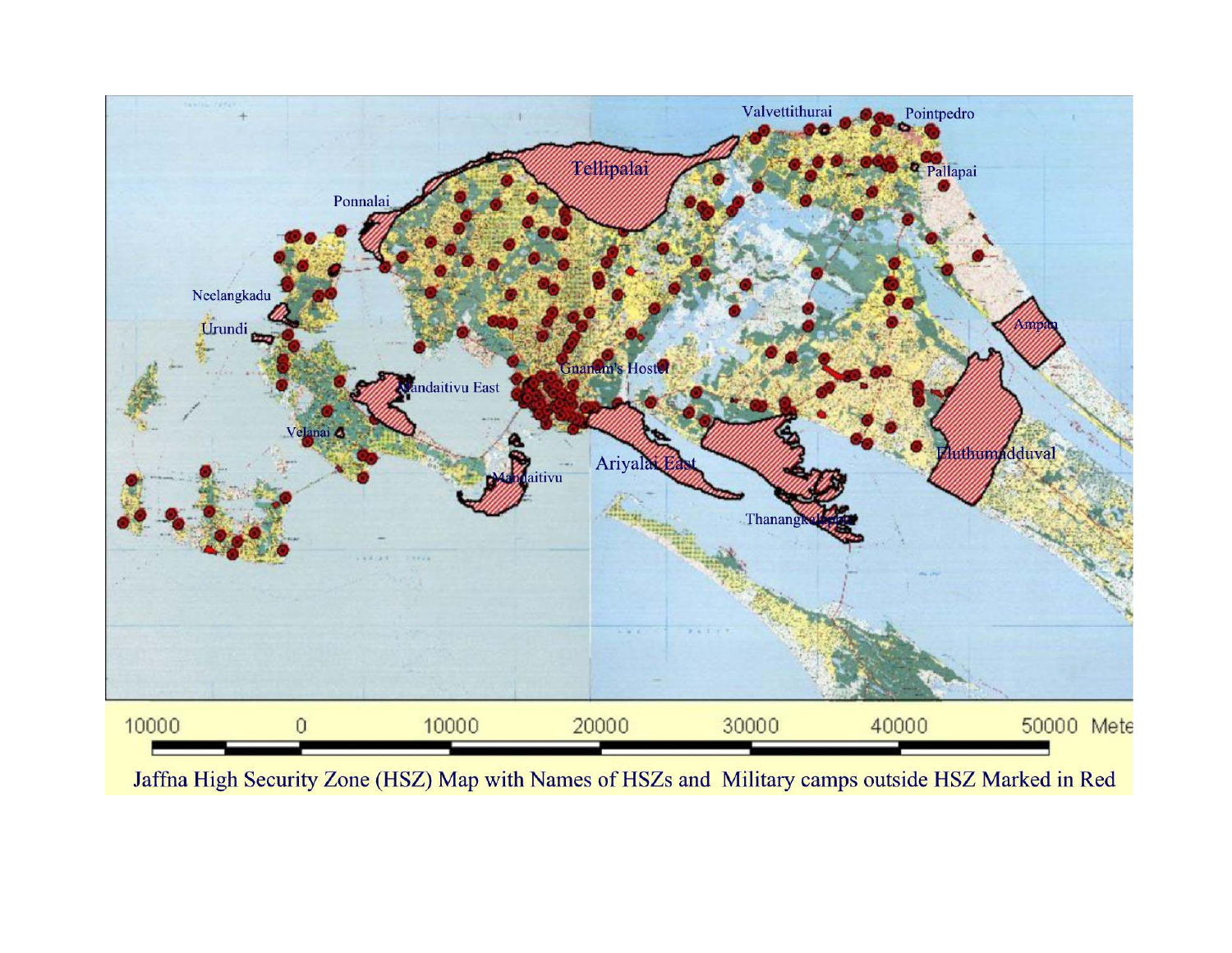Jaffna High Security Zone (HSZ) Map with Names of HSZs and Military camps outside HSZ Marked in Red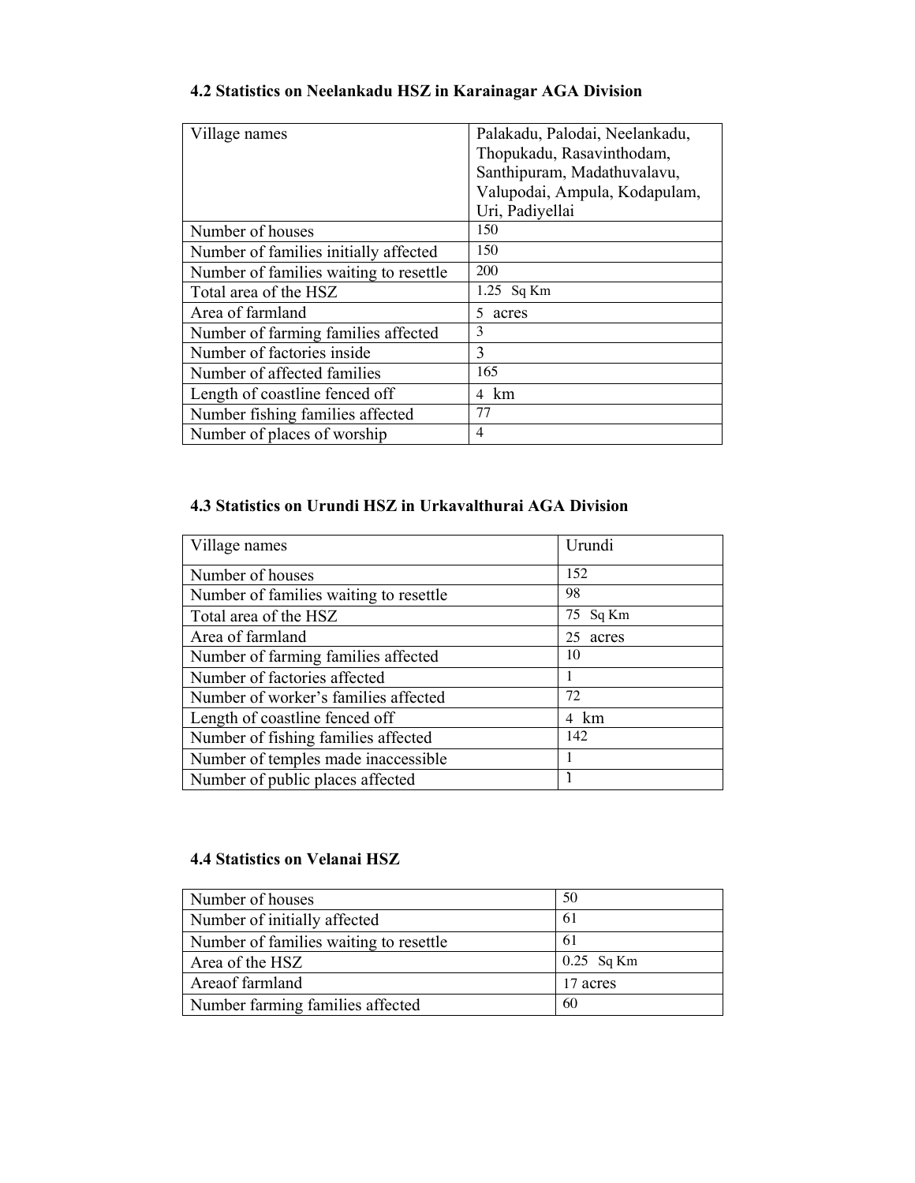### 4.2 Statistics on Neelankadu HSZ in Karainagar AGA Division

| Village names | Palakadu, Palodai, Neelankadu, Thopukadu, Rasavinthodam, Santhipuram, Madathuvalavu, Valupodai, Ampula, Kodapulam, Uri, Padiyellai |
|---|---|
| Number of houses | 150 |
| Number of families initially affected | 150 |
| Number of families waiting to resettle | 200 |
| Total area of the HSZ | 1.25 Sq Km |
| Area of farmland | 5 acres |
| Number of farming families affected | 3 |
| Number of factories inside | 3 |
| Number of affected families | 165 |
| Length of coastline fenced off | 4 km |
| Number fishing families affected | 77 |
| Number of places of worship | 4 |

### 4.3 Statistics on Urundi HSZ in Urkavalthurai AGA Division

| Village names | Urundi |
|---|---|
| Number of houses | 152 |
| Number of families waiting to resettle | 98 |
| Total area of the HSZ | 75 Sq Km |
| Area of farmland | 25 acres |
| Number of farming families affected | 10 |
| Number of factories affected | 1 |
| Number of worker's families affected | 72 |
| Length of coastline fenced off | 4 km |
| Number of fishing families affected | 142 |
| Number of temples made inaccessible | 1 |
| Number of public places affected | 1 |

### 4.4 Statistics on Velanai HSZ

| Number of houses | 50 |
|---|---|
| Number of initially affected | 61 |
| Number of families waiting to resettle | 61 |
| Area of the HSZ | 0.25 Sq Km |
| Areaof farmland | 17 acres |
| Number farming families affected | 60 |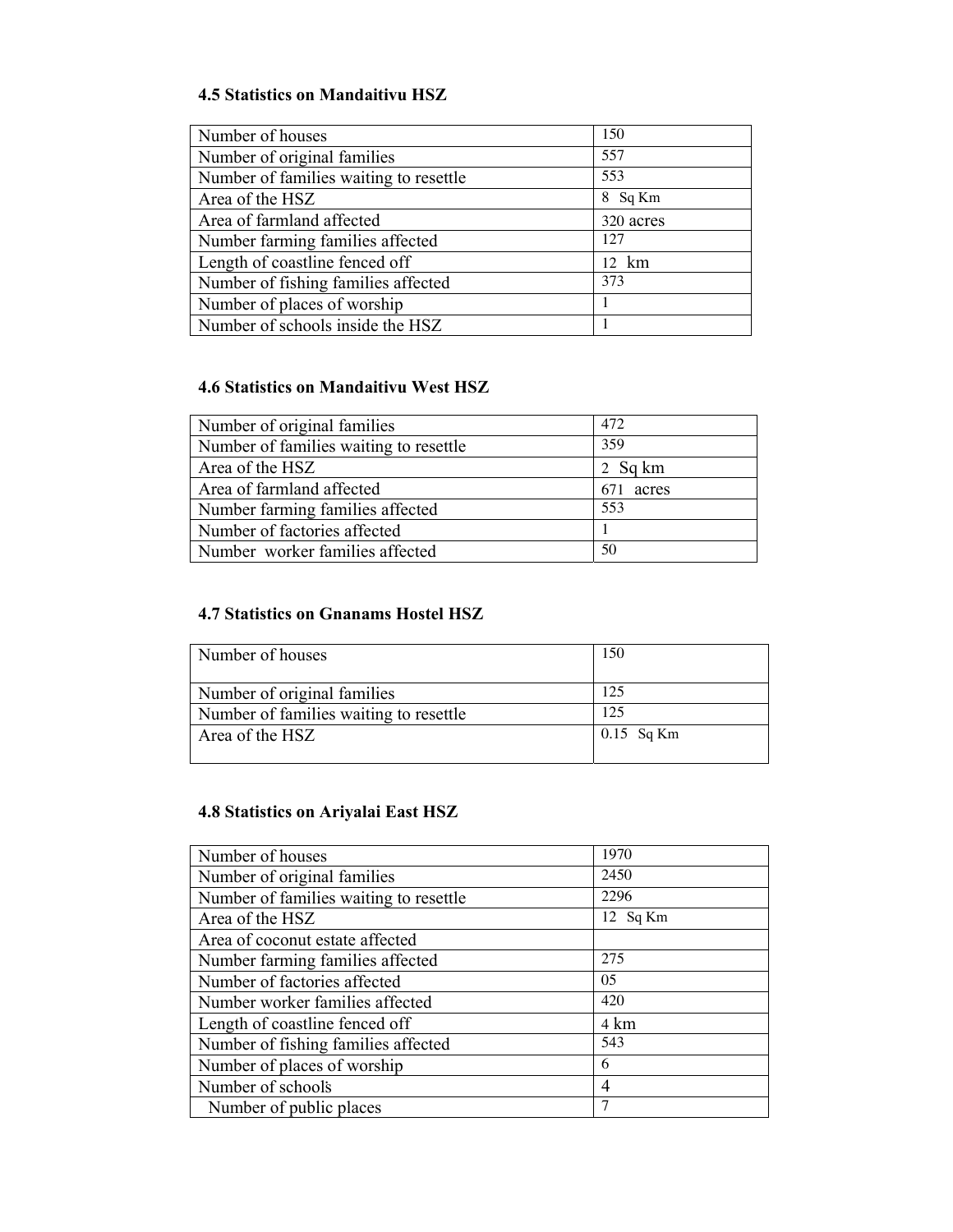### 4.5 Statistics on Mandaitivu HSZ

| | |
|---|---|
| Number of houses | 150 |
| Number of original families | 557 |
| Number of families waiting to resettle | 553 |
| Area of the HSZ | 8 Sq Km |
| Area of farmland affected | 320 acres |
| Number farming families affected | 127 |
| Length of coastline fenced off | 12 km |
| Number of fishing families affected | 373 |
| Number of places of worship | 1 |
| Number of schools inside the HSZ | 1 |

### 4.6 Statistics on Mandaitivu West HSZ

| | |
|---|---|
| Number of original families | 472 |
| Number of families waiting to resettle | 359 |
| Area of the HSZ | 2 Sq km |
| Area of farmland affected | 671 acres |
| Number farming families affected | 553 |
| Number of factories affected | 1 |
| Number worker families affected | 50 |

### 4.7 Statistics on Gnanams Hostel HSZ

| | |
|---|---|
| Number of houses | 150 |
| Number of original families | 125 |
| Number of families waiting to resettle | 125 |
| Area of the HSZ | 0.15 Sq Km |

### 4.8 Statistics on Ariyalai East HSZ

| | |
|---|---|
| Number of houses | 1970 |
| Number of original families | 2450 |
| Number of families waiting to resettle | 2296 |
| Area of the HSZ | 12 Sq Km |
| Area of coconut estate affected | |
| Number farming families affected | 275 |
| Number of factories affected | 05 |
| Number worker families affected | 420 |
| Length of coastline fenced off | 4 km |
| Number of fishing families affected | 543 |
| Number of places of worship | 6 |
| Number of schools | 4 |
| Number of public places | 7 |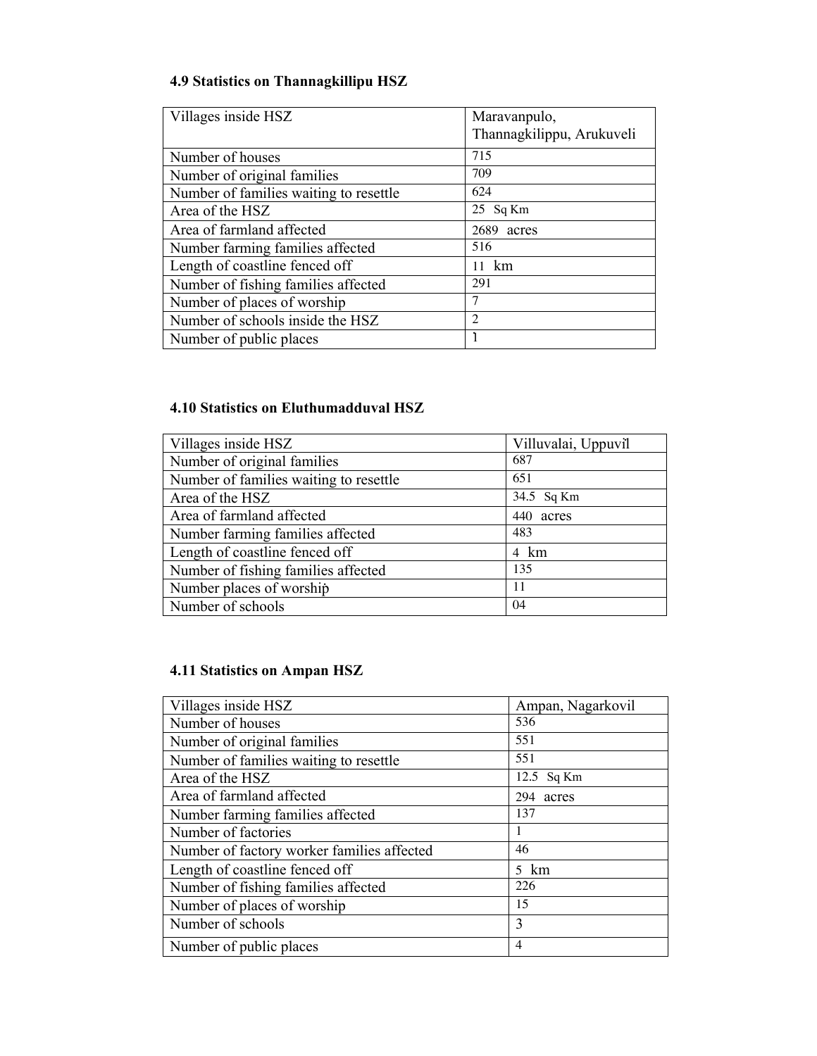#### 4.9 Statistics on Thannagkillipu HSZ

| Villages inside HSZ | Maravanpulo, Thannagkilippu, Arukuveli |
|---|---|
| Number of houses | 715 |
| Number of original families | 709 |
| Number of families waiting to resettle | 624 |
| Area of the HSZ | 25 Sq Km |
| Area of farmland affected | 2689 acres |
| Number farming families affected | 516 |
| Length of coastline fenced off | 11 km |
| Number of fishing families affected | 291 |
| Number of places of worship | 7 |
| Number of schools inside the HSZ | 2 |
| Number of public places | 1 |

#### 4.10 Statistics on Eluthumadduval HSZ

| Villages inside HSZ | Villuvalai, Uppuvil |
|---|---|
| Number of original families | 687 |
| Number of families waiting to resettle | 651 |
| Area of the HSZ | 34.5 Sq Km |
| Area of farmland affected | 440 acres |
| Number farming families affected | 483 |
| Length of coastline fenced off | 4 km |
| Number of fishing families affected | 135 |
| Number places of worship | 11 |
| Number of schools | 04 |

#### 4.11 Statistics on Ampan HSZ

| Villages inside HSZ | Ampan, Nagarkovil |
|---|---|
| Number of houses | 536 |
| Number of original families | 551 |
| Number of families waiting to resettle | 551 |
| Area of the HSZ | 12.5 Sq Km |
| Area of farmland affected | 294 acres |
| Number farming families affected | 137 |
| Number of factories | 1 |
| Number of factory worker families affected | 46 |
| Length of coastline fenced off | 5 km |
| Number of fishing families affected | 226 |
| Number of places of worship | 15 |
| Number of schools | 3 |
| Number of public places | 4 |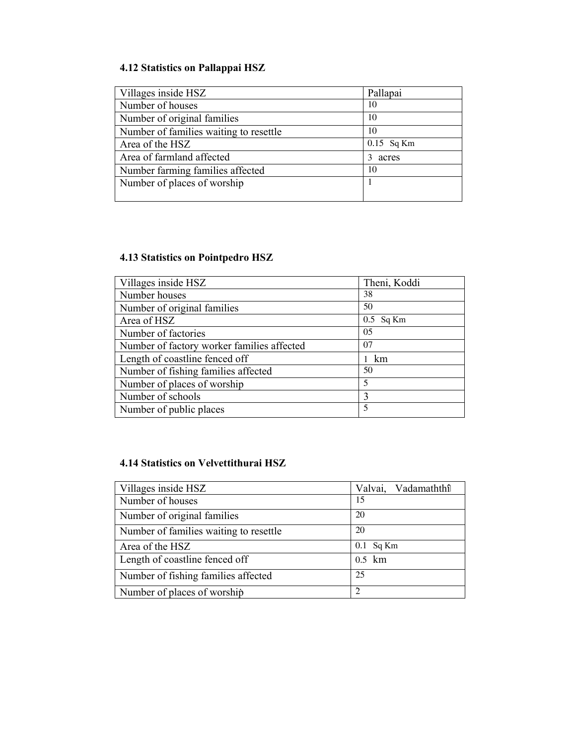### 4.12 Statistics on Pallappai HSZ

| Villages inside HSZ | Pallapai |
|---|---|
| Number of houses | 10 |
| Number of original families | 10 |
| Number of families waiting to resettle | 10 |
| Area of the HSZ | 0.15 Sq Km |
| Area of farmland affected | 3 acres |
| Number farming families affected | 10 |
| Number of places of worship | 1 |

### 4.13 Statistics on Pointpedro HSZ

| Villages inside HSZ | Theni, Koddi |
|---|---|
| Number houses | 38 |
| Number of original families | 50 |
| Area of HSZ | 0.5 Sq Km |
| Number of factories | 05 |
| Number of factory worker families affected | 07 |
| Length of coastline fenced off | 1 km |
| Number of fishing families affected | 50 |
| Number of places of worship | 5 |
| Number of schools | 3 |
| Number of public places | 5 |

### 4.14 Statistics on Velvettithurai HSZ

| Villages inside HSZ | Valvai, Vadamaththi |
|---|---|
| Number of houses | 15 |
| Number of original families | 20 |
| Number of families waiting to resettle | 20 |
| Area of the HSZ | 0.1 Sq Km |
| Length of coastline fenced off | 0.5 km |
| Number of fishing families affected | 25 |
| Number of places of worship | 2 |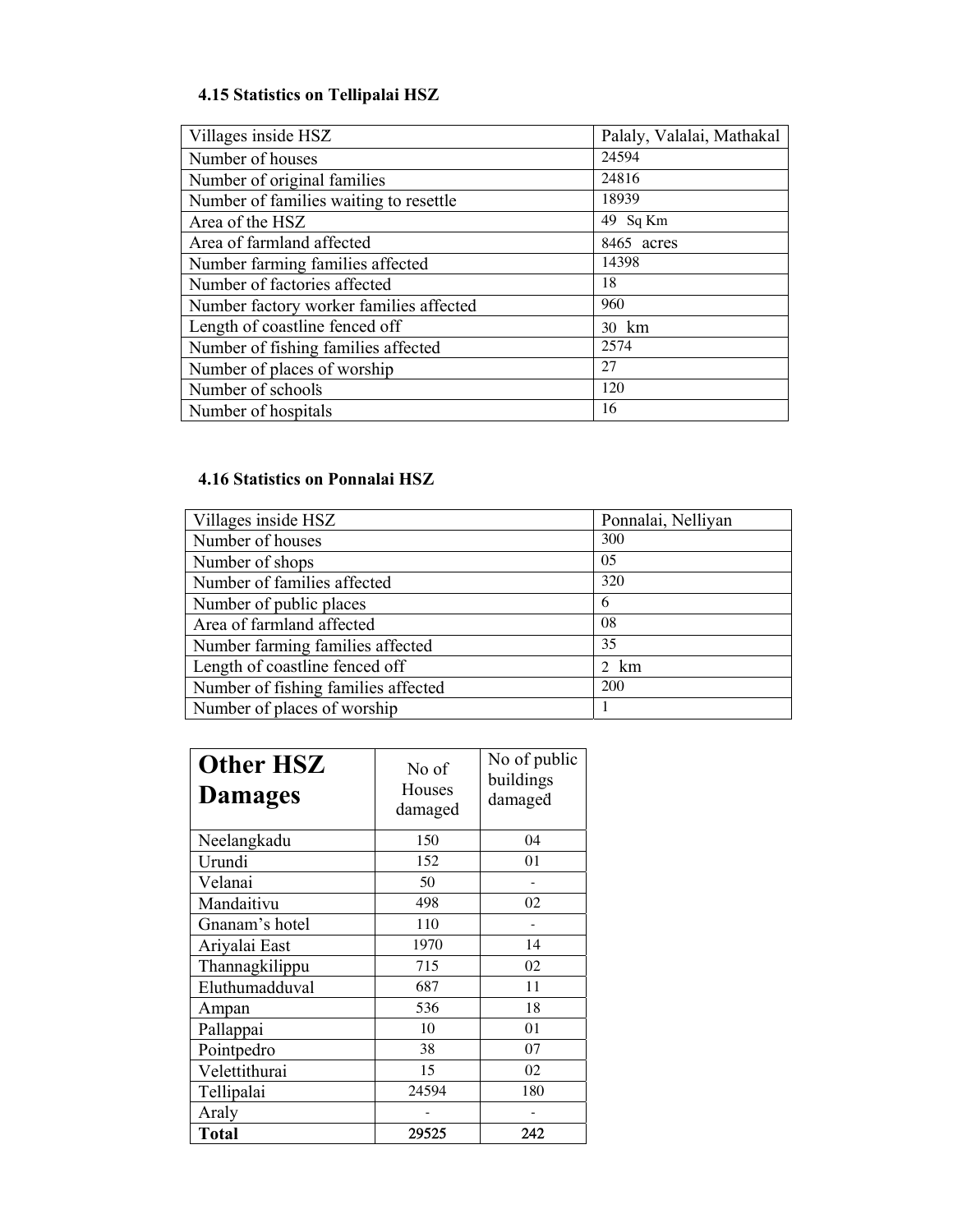### 4.15 Statistics on Tellipalai HSZ

| Villages inside HSZ | Palaly, Valalai, Mathakal |
|---|---|
| Number of houses | 24594 |
| Number of original families | 24816 |
| Number of families waiting to resettle | 18939 |
| Area of the HSZ | 49 Sq Km |
| Area of farmland affected | 8465 acres |
| Number farming families affected | 14398 |
| Number of factories affected | 18 |
| Number factory worker families affected | 960 |
| Length of coastline fenced off | 30 km |
| Number of fishing families affected | 2574 |
| Number of places of worship | 27 |
| Number of schools | 120 |
| Number of hospitals | 16 |

### 4.16 Statistics on Ponnalai HSZ

| Villages inside HSZ | Ponnalai, Nelliyan |
|---|---|
| Number of houses | 300 |
| Number of shops | 05 |
| Number of families affected | 320 |
| Number of public places | 6 |
| Area of farmland affected | 08 |
| Number farming families affected | 35 |
| Length of coastline fenced off | 2 km |
| Number of fishing families affected | 200 |
| Number of places of worship | 1 |

| **Other HSZ Damages** | No of Houses damaged | No of public buildings damaged |
|---|---|---|
| Neelangkadu | 150 | 04 |
| Urundi | 152 | 01 |
| Velanai | 50 | - |
| Mandaitivu | 498 | 02 |
| Gnanam's hotel | 110 | - |
| Ariyalai East | 1970 | 14 |
| Thannagkilippu | 715 | 02 |
| Eluthumadduval | 687 | 11 |
| Ampan | 536 | 18 |
| Pallappai | 10 | 01 |
| Pointpedro | 38 | 07 |
| Velettithurai | 15 | 02 |
| Tellipalai | 24594 | 180 |
| Araly | - | - |
| **Total** | **29525** | **242** |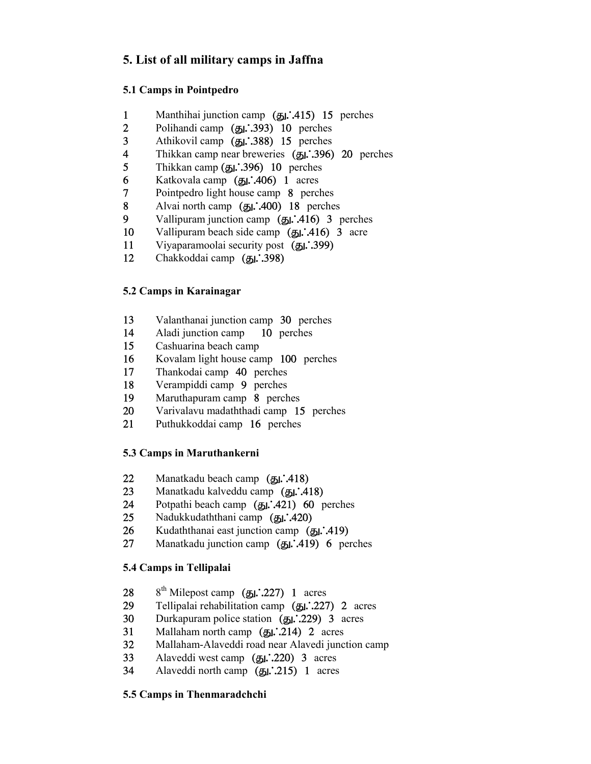## 5. List of all military camps in Jaffna

### 5.1 Camps in Pointpedro

1. Manthihai junction camp (து.ே.415) 15 perches
2. Polihandi camp (து.ே.393) 10 perches
3. Athikovil camp (து.ே.388) 15 perches
4. Thikkan camp near breweries (து.ே.396) 20 perches
5. Thikkan camp (து.ே.396) 10 perches
6. Katkovala camp (து.ே.406) 1 acres
7. Pointpedro light house camp 8 perches
8. Alvai north camp (து.ே.400) 18 perches
9. Vallipuram junction camp (து.ே.416) 3 perches
10. Vallipuram beach side camp (து.ே.416) 3 acre
11. Viyaparamoolai security post (து.ே.399)
12. Chakkoddai camp (து.ே.398)

### 5.2 Camps in Karainagar

13. Valanthanai junction camp 30 perches
14. Aladi junction camp 10 perches
15. Cashuarina beach camp
16. Kovalam light house camp 100 perches
17. Thankodai camp 40 perches
18. Verampiddi camp 9 perches
19. Maruthapuram camp 8 perches
20. Varivalavu madaththadi camp 15 perches
21. Puthukkoddai camp 16 perches

### 5.3 Camps in Maruthankerni

22. Manatkadu beach camp (து.ே.418)
23. Manatkadu kalveddu camp (து.ே.418)
24. Potpathi beach camp (து.ே.421) 60 perches
25. Nadukkudaththani camp (து.ே.420)
26. Kudaththanai east junction camp (து.ே.419)
27. Manatkadu junction camp (து.ே.419) 6 perches

### 5.4 Camps in Tellipalai

28. 8th Milepost camp (து.ே.227) 1 acres
29. Tellipalai rehabilitation camp (து.ே.227) 2 acres
30. Durkapuram police station (து.ே.229) 3 acres
31. Mallaham north camp (து.ே.214) 2 acres
32. Mallaham-Alaveddi road near Alavedi junction camp
33. Alaveddi west camp (து.ே.220) 3 acres
34. Alaveddi north camp (து.ே.215) 1 acres

### 5.5 Camps in Thenmaradchchi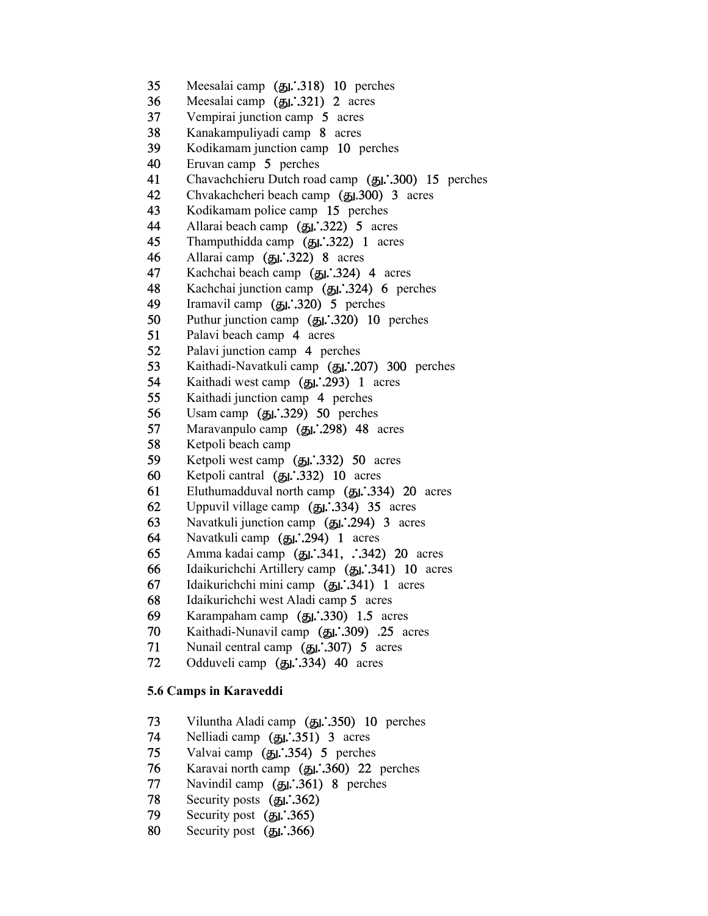35 Meesalai camp (து.∵.318) 10 perches
36 Meesalai camp (து.∵.321) 2 acres
37 Vempirai junction camp 5 acres
38 Kanakampuliyadi camp 8 acres
39 Kodikamam junction camp 10 perches
40 Eruvan camp 5 perches
41 Chavachchieru Dutch road camp (து.∵.300) 15 perches
42 Chvakachcheri beach camp (து.300) 3 acres
43 Kodikamam police camp 15 perches
44 Allarai beach camp (து.∵.322) 5 acres
45 Thamputhidda camp (து.∵.322) 1 acres
46 Allarai camp (து.∵.322) 8 acres
47 Kachchai beach camp (து.∵.324) 4 acres
48 Kachchai junction camp (து.∵.324) 6 perches
49 Iramavil camp (து.∵.320) 5 perches
50 Puthur junction camp (து.∵.320) 10 perches
51 Palavi beach camp 4 acres
52 Palavi junction camp 4 perches
53 Kaithadi-Navatkuli camp (து.∵.207) 300 perches
54 Kaithadi west camp (து.∵.293) 1 acres
55 Kaithadi junction camp 4 perches
56 Usam camp (து.∵.329) 50 perches
57 Maravanpulo camp (து.∵.298) 48 acres
58 Ketpoli beach camp
59 Ketpoli west camp (து.∵.332) 50 acres
60 Ketpoli cantral (து.∵.332) 10 acres
61 Eluthumadduval north camp (து.∵.334) 20 acres
62 Uppuvil village camp (து.∵.334) 35 acres
63 Navatkuli junction camp (து.∵.294) 3 acres
64 Navatkuli camp (து.∵.294) 1 acres
65 Amma kadai camp (து.∵.341, ∵.342) 20 acres
66 Idaikurichchi Artillery camp (து.∵.341) 10 acres
67 Idaikurichchi mini camp (து.∵.341) 1 acres
68 Idaikurichchi west Aladi camp 5 acres
69 Karampaham camp (து.∵.330) 1.5 acres
70 Kaithadi-Nunavil camp (து.∵.309) .25 acres
71 Nunail central camp (து.∵.307) 5 acres
72 Odduveli camp (து.∵.334) 40 acres

**5.6 Camps in Karaveddi**

73 Viluntha Aladi camp (து.∵.350) 10 perches
74 Nelliadi camp (து.∵.351) 3 acres
75 Valvai camp (து.∵.354) 5 perches
76 Karavai north camp (து.∵.360) 22 perches
77 Navindil camp (து.∵.361) 8 perches
78 Security posts (து.∵.362)
79 Security post (து.∵.365)
80 Security post (து.∵.366)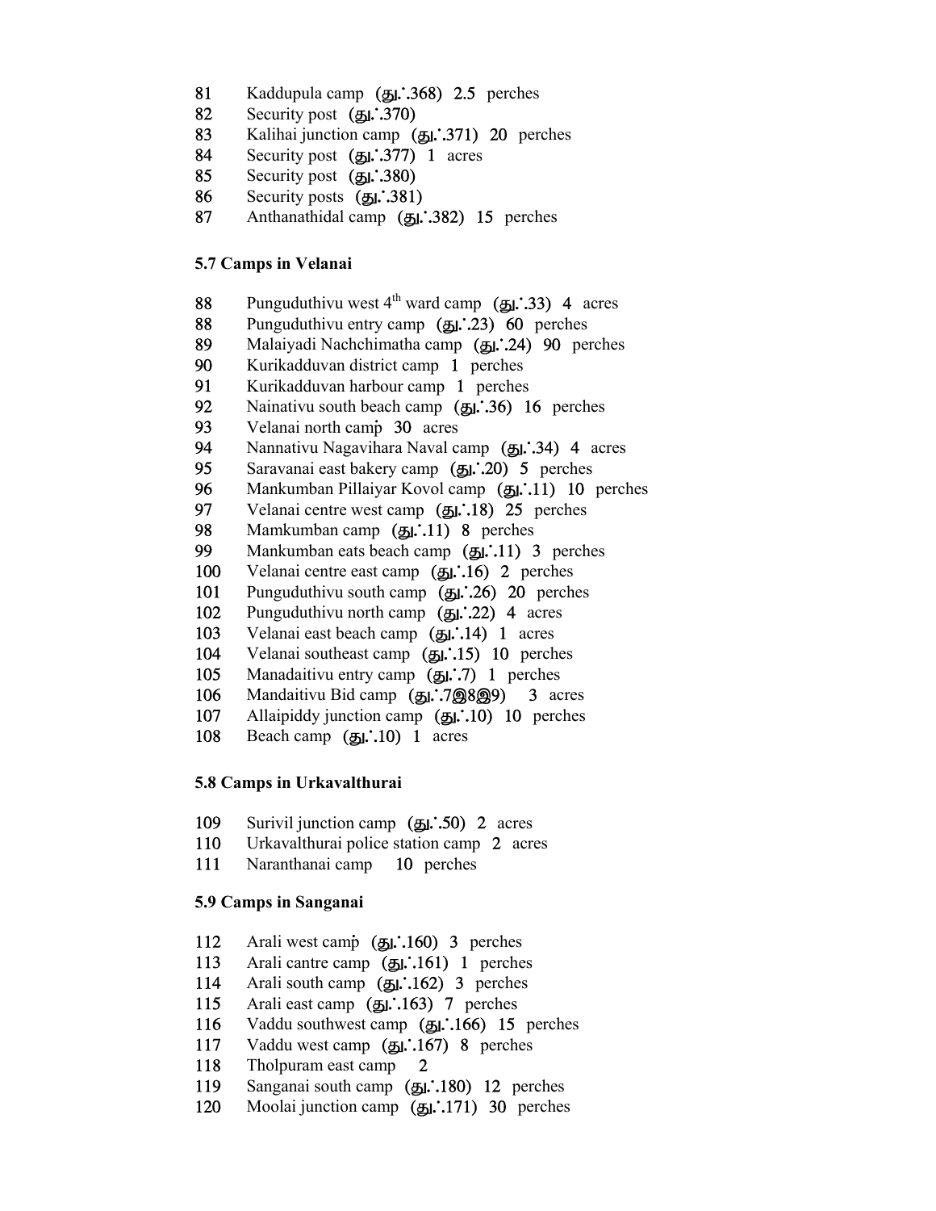81 Kaddupula camp (து.ே.368) 2.5 perches
82 Security post (து.ே.370)
83 Kalihai junction camp (து.ே.371) 20 perches
84 Security post (து.ே.377) 1 acres
85 Security post (து.ே.380)
86 Security posts (து.ே.381)
87 Anthanathidal camp (து.ே.382) 15 perches

### 5.7 Camps in Velanai

88 Punguduthivu west 4th ward camp (து.ே.33) 4 acres
88 Punguduthivu entry camp (து.ே.23) 60 perches
89 Malaiyadi Nachchimatha camp (து.ே.24) 90 perches
90 Kurikadduvan district camp 1 perches
91 Kurikadduvan harbour camp 1 perches
92 Nainativu south beach camp (து.ே.36) 16 perches
93 Velanai north camp 30 acres
94 Nannativu Nagavihara Naval camp (து.ே.34) 4 acres
95 Saravanai east bakery camp (து.ே.20) 5 perches
96 Mankumban Pillaiyar Kovol camp (து.ே.11) 10 perches
97 Velanai centre west camp (து.ே.18) 25 perches
98 Mamkumban camp (து.ே.11) 8 perches
99 Mankumban eats beach camp (து.ே.11) 3 perches
100 Velanai centre east camp (து.ே.16) 2 perches
101 Punguduthivu south camp (து.ே.26) 20 perches
102 Punguduthivu north camp (து.ே.22) 4 acres
103 Velanai east beach camp (து.ே.14) 1 acres
104 Velanai southeast camp (து.ே.15) 10 perches
105 Manadaitivu entry camp (து.ே.7) 1 perches
106 Mandaitivu Bid camp (து.ே.7இ8இ9) 3 acres
107 Allaipiddy junction camp (து.ே.10) 10 perches
108 Beach camp (து.ே.10) 1 acres

### 5.8 Camps in Urkavalthurai

109 Surivil junction camp (து.ே.50) 2 acres
110 Urkavalthurai police station camp 2 acres
111 Naranthanai camp 10 perches

### 5.9 Camps in Sanganai

112 Arali west camp (து.ே.160) 3 perches
113 Arali cantre camp (து.ே.161) 1 perches
114 Arali south camp (து.ே.162) 3 perches
115 Arali east camp (து.ே.163) 7 perches
116 Vaddu southwest camp (து.ே.166) 15 perches
117 Vaddu west camp (து.ே.167) 8 perches
118 Tholpuram east camp 2
119 Sanganai south camp (து.ே.180) 12 perches
120 Moolai junction camp (து.ே.171) 30 perches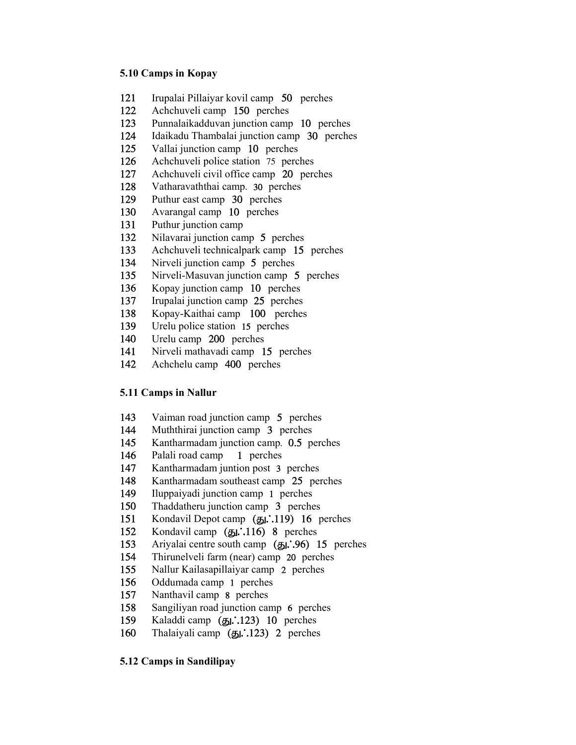**5.10 Camps in Kopay**

121 Irupalai Pillaiyar kovil camp 50 perches
122 Achchuveli camp 150 perches
123 Punnalaikadduvan junction camp 10 perches
124 Idaikadu Thambalai junction camp 30 perches
125 Vallai junction camp 10 perches
126 Achchuveli police station 75 perches
127 Achchuveli civil office camp 20 perches
128 Vatharavaththai camp. 30 perches
129 Puthur east camp 30 perches
130 Avarangal camp 10 perches
131 Puthur junction camp
132 Nilavarai junction camp 5 perches
133 Achchuveli technicalpark camp 15 perches
134 Nirveli junction camp 5 perches
135 Nirveli-Masuvan junction camp 5 perches
136 Kopay junction camp 10 perches
137 Irupalai junction camp 25 perches
138 Kopay-Kaithai camp 100 perches
139 Urelu police station 15 perches
140 Urelu camp 200 perches
141 Nirveli mathavadi camp 15 perches
142 Achchelu camp 400 perches

**5.11 Camps in Nallur**

143 Vaiman road junction camp 5 perches
144 Muththirai junction camp 3 perches
145 Kantharmadam junction camp. 0.5 perches
146 Palali road camp 1 perches
147 Kantharmadam juntion post 3 perches
148 Kantharmadam southeast camp 25 perches
149 Iluppaiyadi junction camp 1 perches
150 Thaddatheru junction camp 3 perches
151 Kondavil Depot camp (து.∴.119) 16 perches
152 Kondavil camp (து.∴.116) 8 perches
153 Ariyalai centre south camp (து.∴.96) 15 perches
154 Thirunelveli farm (near) camp 20 perches
155 Nallur Kailasapillaiyar camp 2 perches
156 Oddumada camp 1 perches
157 Nanthavil camp 8 perches
158 Sangiliyan road junction camp 6 perches
159 Kaladdi camp (து.∴.123) 10 perches
160 Thalaiyali camp (து.∴.123) 2 perches

**5.12 Camps in Sandilipay**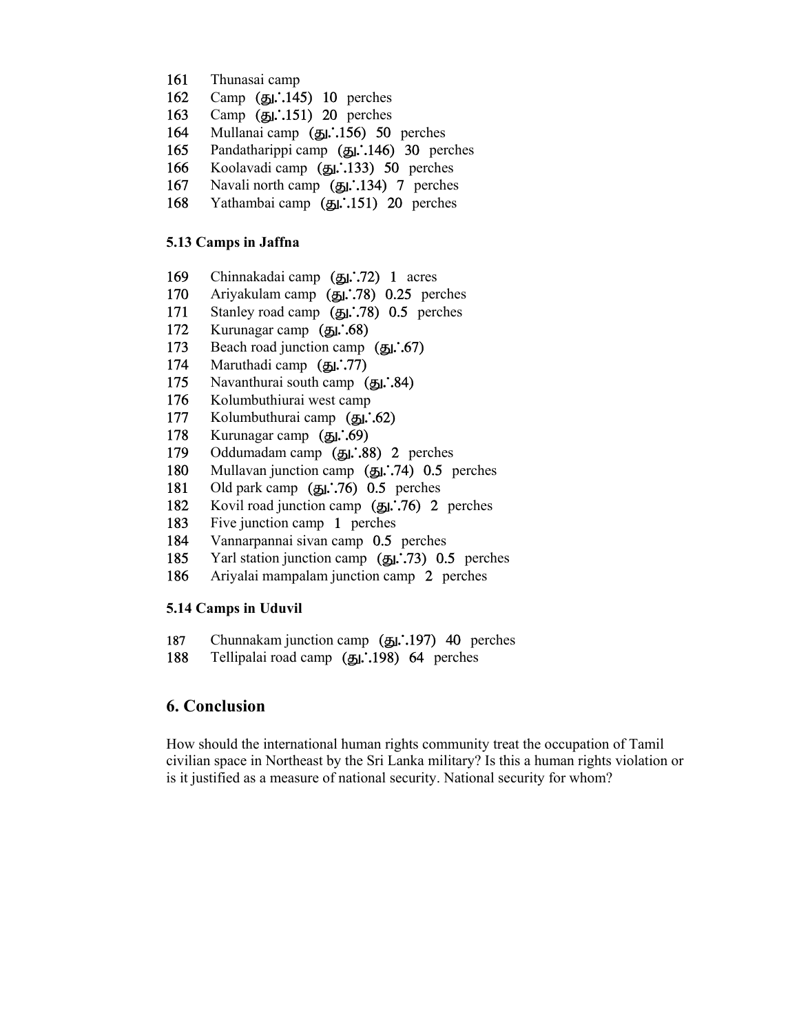161 Thunasai camp
162 Camp (து.∵.145) 10 perches
163 Camp (து.∵.151) 20 perches
164 Mullanai camp (து.∵.156) 50 perches
165 Pandatharippi camp (து.∵.146) 30 perches
166 Koolavadi camp (து.∵.133) 50 perches
167 Navali north camp (து.∵.134) 7 perches
168 Yathambai camp (து.∵.151) 20 perches

### 5.13 Camps in Jaffna

169 Chinnakadai camp (து.∵.72) 1 acres
170 Ariyakulam camp (து.∵.78) 0.25 perches
171 Stanley road camp (து.∵.78) 0.5 perches
172 Kurunagar camp (து.∵.68)
173 Beach road junction camp (து.∵.67)
174 Maruthadi camp (து.∵.77)
175 Navanthurai south camp (து.∵.84)
176 Kolumbuthiurai west camp
177 Kolumbuthurai camp (து.∵.62)
178 Kurunagar camp (து.∵.69)
179 Oddumadam camp (து.∵.88) 2 perches
180 Mullavan junction camp (து.∵.74) 0.5 perches
181 Old park camp (து.∵.76) 0.5 perches
182 Kovil road junction camp (து.∵.76) 2 perches
183 Five junction camp 1 perches
184 Vannarpannai sivan camp 0.5 perches
185 Yarl station junction camp (து.∵.73) 0.5 perches
186 Ariyalai mampalam junction camp 2 perches

### 5.14 Camps in Uduvil

187 Chunnakam junction camp (து.∵.197) 40 perches
188 Tellipalai road camp (து.∵.198) 64 perches

## 6. Conclusion

How should the international human rights community treat the occupation of Tamil civilian space in Northeast by the Sri Lanka military? Is this a human rights violation or is it justified as a measure of national security. National security for whom?